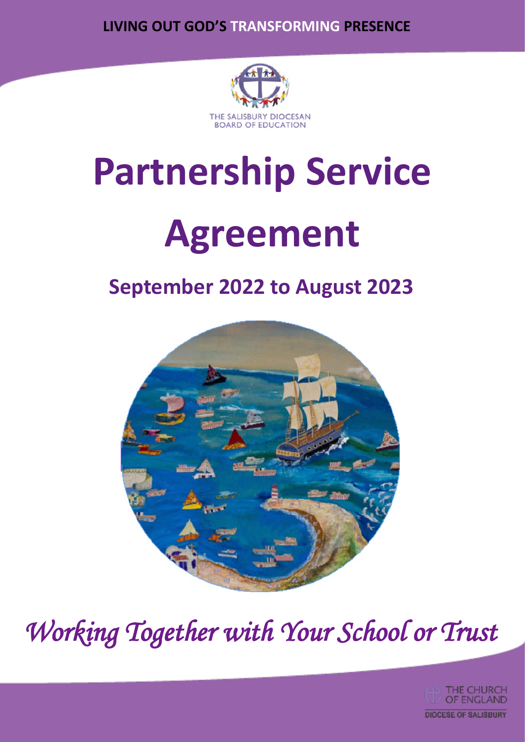**LIVING OUT GOD'S TRANSFORMING PRESENCE**

THE SALISBURY DIOCESAN BOARD OF EDUCATION

# Partnership Service Agreement

## September 2022 to August 2023

*Working Together with Your School or Trust*

THE CHURCH OF ENGLAND

DIOCESE OF SALISBURY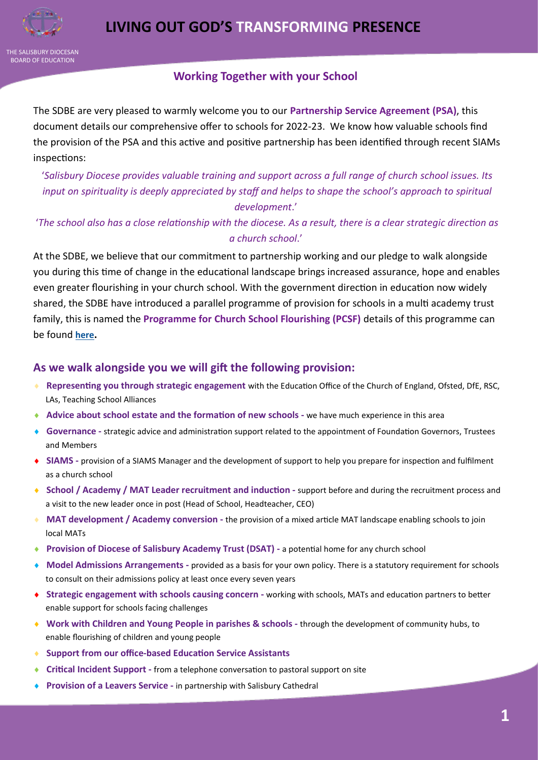## Working Together with your School

The SDBE are very pleased to warmly welcome you to our **Partnership Service Agreement (PSA)**, this document details our comprehensive offer to schools for 2022-23. We know how valuable schools find the provision of the PSA and this active and positive partnership has been identified through recent SIAMs inspections:

'*Salisbury Diocese provides valuable training and support across a full range of church school issues. Its input on spirituality is deeply appreciated by staff and helps to shape the school's approach to spiritual development*.'

'*The school also has a close relationship with the diocese. As a result, there is a clear strategic direction as a church school*.'

At the SDBE, we believe that our commitment to partnership working and our pledge to walk alongside you during this time of change in the educational landscape brings increased assurance, hope and enables even greater flourishing in your church school. With the government direction in education now widely shared, the SDBE have introduced a parallel programme of provision for schools in a multi academy trust family, this is named the **Programme for Church School Flourishing (PCSF)** details of this programme can be found **here.**

## As we walk alongside you we will gift the following provision:

- **Representing you through strategic engagement** with the Education Office of the Church of England, Ofsted, DfE, RSC, LAs, Teaching School Alliances
- **Advice about school estate and the formation of new schools -** we have much experience in this area
- **Governance -** strategic advice and administration support related to the appointment of Foundation Governors, Trustees and Members
- **SIAMS -** provision of a SIAMS Manager and the development of support to help you prepare for inspection and fulfilment as a church school
- **School / Academy / MAT Leader recruitment and induction -** support before and during the recruitment process and a visit to the new leader once in post (Head of School, Headteacher, CEO)
- **MAT development / Academy conversion -** the provision of a mixed article MAT landscape enabling schools to join local MATs
- **Provision of Diocese of Salisbury Academy Trust (DSAT) -** a potential home for any church school
- **Model Admissions Arrangements -** provided as a basis for your own policy. There is a statutory requirement for schools to consult on their admissions policy at least once every seven years
- **Strategic engagement with schools causing concern -** working with schools, MATs and education partners to better enable support for schools facing challenges
- **Work with Children and Young People in parishes & schools -** through the development of community hubs, to enable flourishing of children and young people
- **Support from our office-based Education Service Assistants**
- **Critical Incident Support -** from a telephone conversation to pastoral support on site
- **Provision of a Leavers Service -** in partnership with Salisbury Cathedral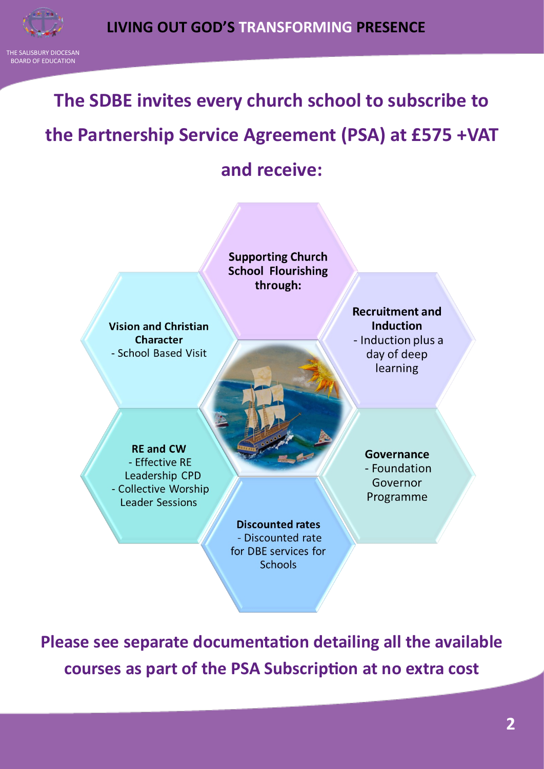## The SDBE invites every church school to subscribe to the Partnership Service Agreement (PSA) at £575 +VAT and receive:

**Supporting Church School Flourishing through:**

**Vision and Christian Character**
- School Based Visit

**Recruitment and Induction**
- Induction plus a day of deep learning

**RE and CW**
- Effective RE Leadership CPD
- Collective Worship Leader Sessions

**Governance**
- Foundation Governor Programme

**Discounted rates**
- Discounted rate for DBE services for Schools

**Please see separate documentation detailing all the available courses as part of the PSA Subscription at no extra cost**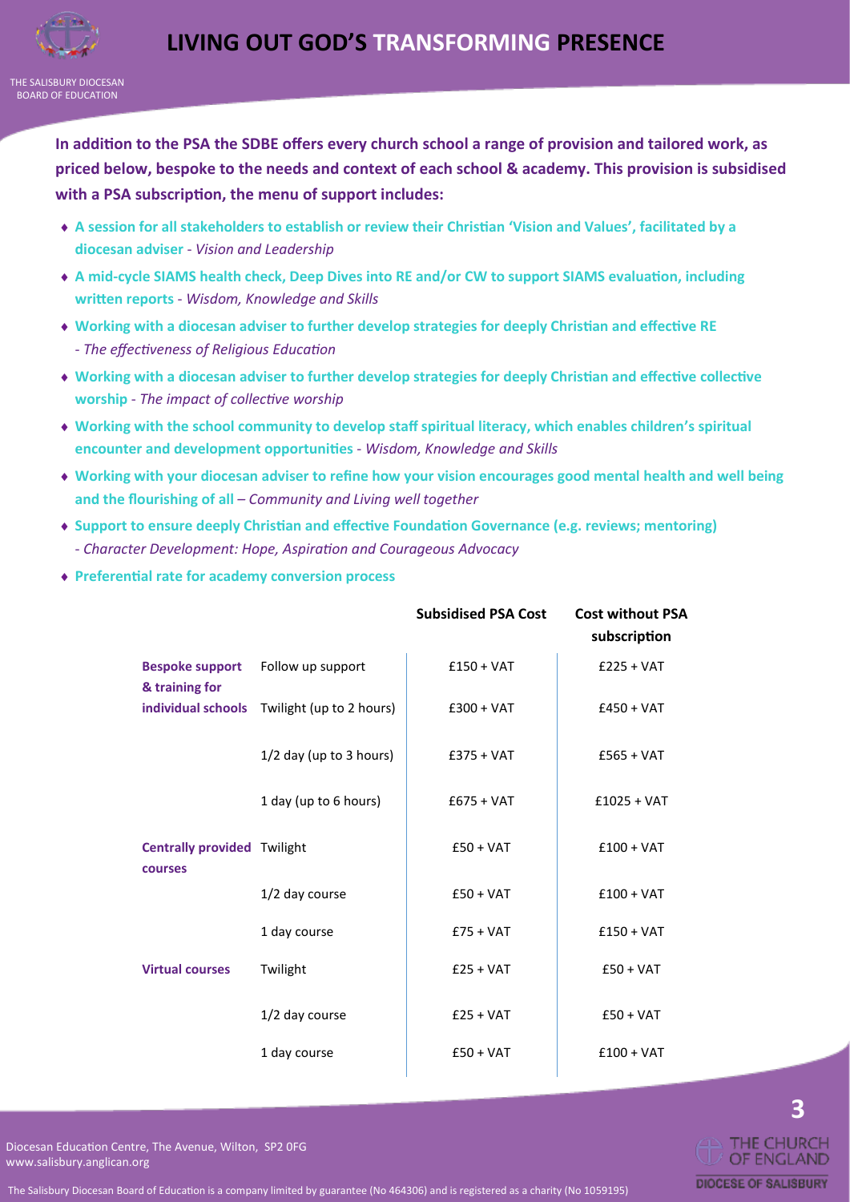**In addition to the PSA the SDBE offers every church school a range of provision and tailored work, as priced below, bespoke to the needs and context of each school & academy. This provision is subsidised with a PSA subscription, the menu of support includes:**

- **A session for all stakeholders to establish or review their Christian 'Vision and Values', facilitated by a diocesan adviser** - *Vision and Leadership*
- **A mid-cycle SIAMS health check, Deep Dives into RE and/or CW to support SIAMS evaluation, including written reports** - *Wisdom, Knowledge and Skills*
- **Working with a diocesan adviser to further develop strategies for deeply Christian and effective RE** - *The effectiveness of Religious Education*
- **Working with a diocesan adviser to further develop strategies for deeply Christian and effective collective worship** - *The impact of collective worship*
- **Working with the school community to develop staff spiritual literacy, which enables children's spiritual encounter and development opportunities** - *Wisdom, Knowledge and Skills*
- **Working with your diocesan adviser to refine how your vision encourages good mental health and well being and the flourishing of all** – *Community and Living well together*
- **Support to ensure deeply Christian and effective Foundation Governance (e.g. reviews; mentoring)** - *Character Development: Hope, Aspiration and Courageous Advocacy*
- **Preferential rate for academy conversion process**

| | | Subsidised PSA Cost | Cost without PSA subscription |
|---|---|---|---|
| **Bespoke support & training for individual schools** | Follow up support | £150 + VAT | £225 + VAT |
| | Twilight (up to 2 hours) | £300 + VAT | £450 + VAT |
| | 1/2 day (up to 3 hours) | £375 + VAT | £565 + VAT |
| | 1 day (up to 6 hours) | £675 + VAT | £1025 + VAT |
| **Centrally provided courses** | Twilight | £50 + VAT | £100 + VAT |
| | 1/2 day course | £50 + VAT | £100 + VAT |
| | 1 day course | £75 + VAT | £150 + VAT |
| **Virtual courses** | Twilight | £25 + VAT | £50 + VAT |
| | 1/2 day course | £25 + VAT | £50 + VAT |
| | 1 day course | £50 + VAT | £100 + VAT |